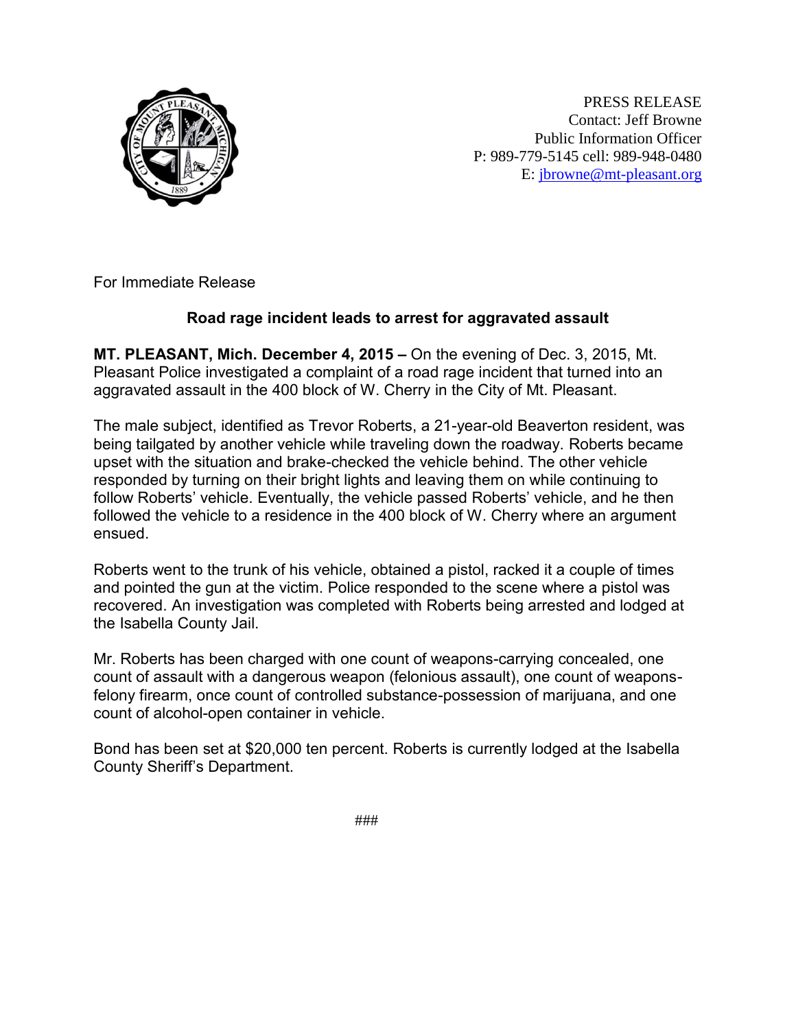PRESS RELEASE
Contact: Jeff Browne
Public Information Officer
P: 989-779-5145 cell: 989-948-0480
E: jbrowne@mt-pleasant.org

For Immediate Release

**Road rage incident leads to arrest for aggravated assault**

**MT. PLEASANT, Mich. December 4, 2015 –** On the evening of Dec. 3, 2015, Mt. Pleasant Police investigated a complaint of a road rage incident that turned into an aggravated assault in the 400 block of W. Cherry in the City of Mt. Pleasant.

The male subject, identified as Trevor Roberts, a 21-year-old Beaverton resident, was being tailgated by another vehicle while traveling down the roadway. Roberts became upset with the situation and brake-checked the vehicle behind. The other vehicle responded by turning on their bright lights and leaving them on while continuing to follow Roberts' vehicle. Eventually, the vehicle passed Roberts' vehicle, and he then followed the vehicle to a residence in the 400 block of W. Cherry where an argument ensued.

Roberts went to the trunk of his vehicle, obtained a pistol, racked it a couple of times and pointed the gun at the victim. Police responded to the scene where a pistol was recovered. An investigation was completed with Roberts being arrested and lodged at the Isabella County Jail.

Mr. Roberts has been charged with one count of weapons-carrying concealed, one count of assault with a dangerous weapon (felonious assault), one count of weapons-felony firearm, once count of controlled substance-possession of marijuana, and one count of alcohol-open container in vehicle.

Bond has been set at $20,000 ten percent. Roberts is currently lodged at the Isabella County Sheriff's Department.

###